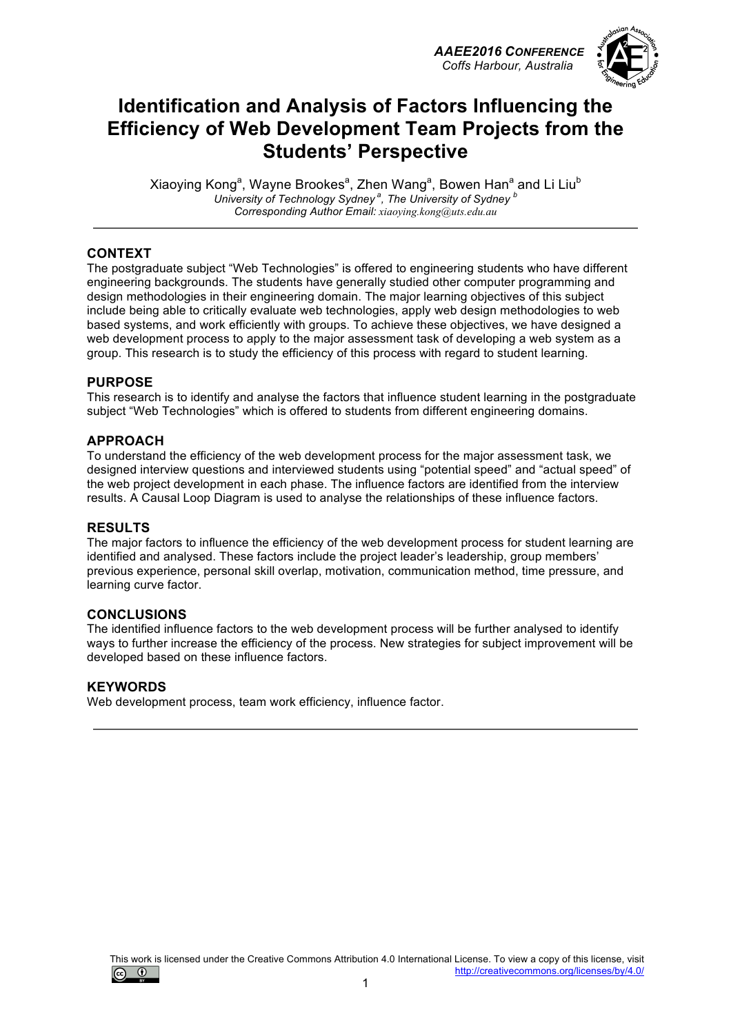# Identification and Analysis of Factors Influencing the Efficiency of Web Development Team Projects from the Students' Perspective

Xiaoying Kong[a], Wayne Brookes[a], Zhen Wang[a], Bowen Han[a] and Li Liu[b]
*University of Technology Sydney [a], The University of Sydney [b]*
*Corresponding Author Email: xiaoying.kong@uts.edu.au*

---

## CONTEXT

The postgraduate subject "Web Technologies" is offered to engineering students who have different engineering backgrounds. The students have generally studied other computer programming and design methodologies in their engineering domain. The major learning objectives of this subject include being able to critically evaluate web technologies, apply web design methodologies to web based systems, and work efficiently with groups. To achieve these objectives, we have designed a web development process to apply to the major assessment task of developing a web system as a group. This research is to study the efficiency of this process with regard to student learning.

## PURPOSE

This research is to identify and analyse the factors that influence student learning in the postgraduate subject "Web Technologies" which is offered to students from different engineering domains.

## APPROACH

To understand the efficiency of the web development process for the major assessment task, we designed interview questions and interviewed students using "potential speed" and "actual speed" of the web project development in each phase. The influence factors are identified from the interview results. A Causal Loop Diagram is used to analyse the relationships of these influence factors.

## RESULTS

The major factors to influence the efficiency of the web development process for student learning are identified and analysed. These factors include the project leader's leadership, group members' previous experience, personal skill overlap, motivation, communication method, time pressure, and learning curve factor.

## CONCLUSIONS

The identified influence factors to the web development process will be further analysed to identify ways to further increase the efficiency of the process. New strategies for subject improvement will be developed based on these influence factors.

## KEYWORDS

Web development process, team work efficiency, influence factor.

---

This work is licensed under the Creative Commons Attribution 4.0 International License. To view a copy of this license, visit http://creativecommons.org/licenses/by/4.0/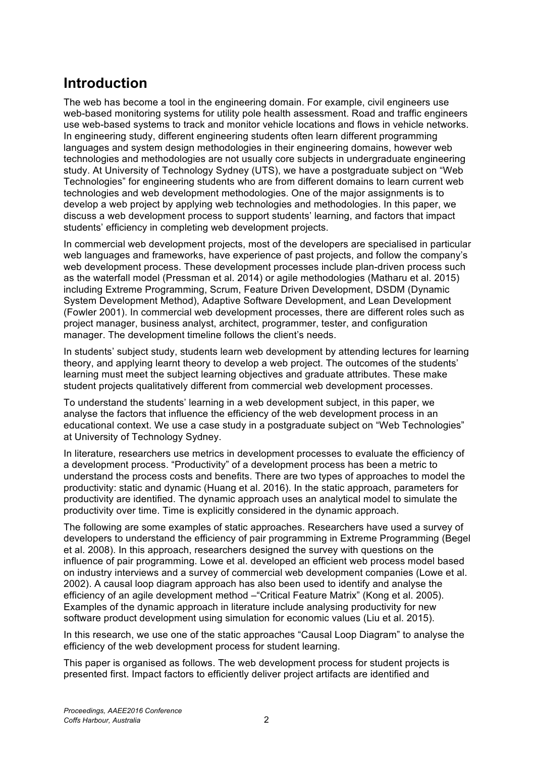## Introduction

The web has become a tool in the engineering domain. For example, civil engineers use web-based monitoring systems for utility pole health assessment. Road and traffic engineers use web-based systems to track and monitor vehicle locations and flows in vehicle networks. In engineering study, different engineering students often learn different programming languages and system design methodologies in their engineering domains, however web technologies and methodologies are not usually core subjects in undergraduate engineering study. At University of Technology Sydney (UTS), we have a postgraduate subject on "Web Technologies" for engineering students who are from different domains to learn current web technologies and web development methodologies. One of the major assignments is to develop a web project by applying web technologies and methodologies. In this paper, we discuss a web development process to support students' learning, and factors that impact students' efficiency in completing web development projects.

In commercial web development projects, most of the developers are specialised in particular web languages and frameworks, have experience of past projects, and follow the company's web development process. These development processes include plan-driven process such as the waterfall model (Pressman et al. 2014) or agile methodologies (Matharu et al. 2015) including Extreme Programming, Scrum, Feature Driven Development, DSDM (Dynamic System Development Method), Adaptive Software Development, and Lean Development (Fowler 2001). In commercial web development processes, there are different roles such as project manager, business analyst, architect, programmer, tester, and configuration manager. The development timeline follows the client's needs.

In students' subject study, students learn web development by attending lectures for learning theory, and applying learnt theory to develop a web project. The outcomes of the students' learning must meet the subject learning objectives and graduate attributes. These make student projects qualitatively different from commercial web development processes.

To understand the students' learning in a web development subject, in this paper, we analyse the factors that influence the efficiency of the web development process in an educational context. We use a case study in a postgraduate subject on "Web Technologies" at University of Technology Sydney.

In literature, researchers use metrics in development processes to evaluate the efficiency of a development process. "Productivity" of a development process has been a metric to understand the process costs and benefits. There are two types of approaches to model the productivity: static and dynamic (Huang et al. 2016). In the static approach, parameters for productivity are identified. The dynamic approach uses an analytical model to simulate the productivity over time. Time is explicitly considered in the dynamic approach.

The following are some examples of static approaches. Researchers have used a survey of developers to understand the efficiency of pair programming in Extreme Programming (Begel et al. 2008). In this approach, researchers designed the survey with questions on the influence of pair programming. Lowe et al. developed an efficient web process model based on industry interviews and a survey of commercial web development companies (Lowe et al. 2002). A causal loop diagram approach has also been used to identify and analyse the efficiency of an agile development method –"Critical Feature Matrix" (Kong et al. 2005). Examples of the dynamic approach in literature include analysing productivity for new software product development using simulation for economic values (Liu et al. 2015).

In this research, we use one of the static approaches "Causal Loop Diagram" to analyse the efficiency of the web development process for student learning.

This paper is organised as follows. The web development process for student projects is presented first. Impact factors to efficiently deliver project artifacts are identified and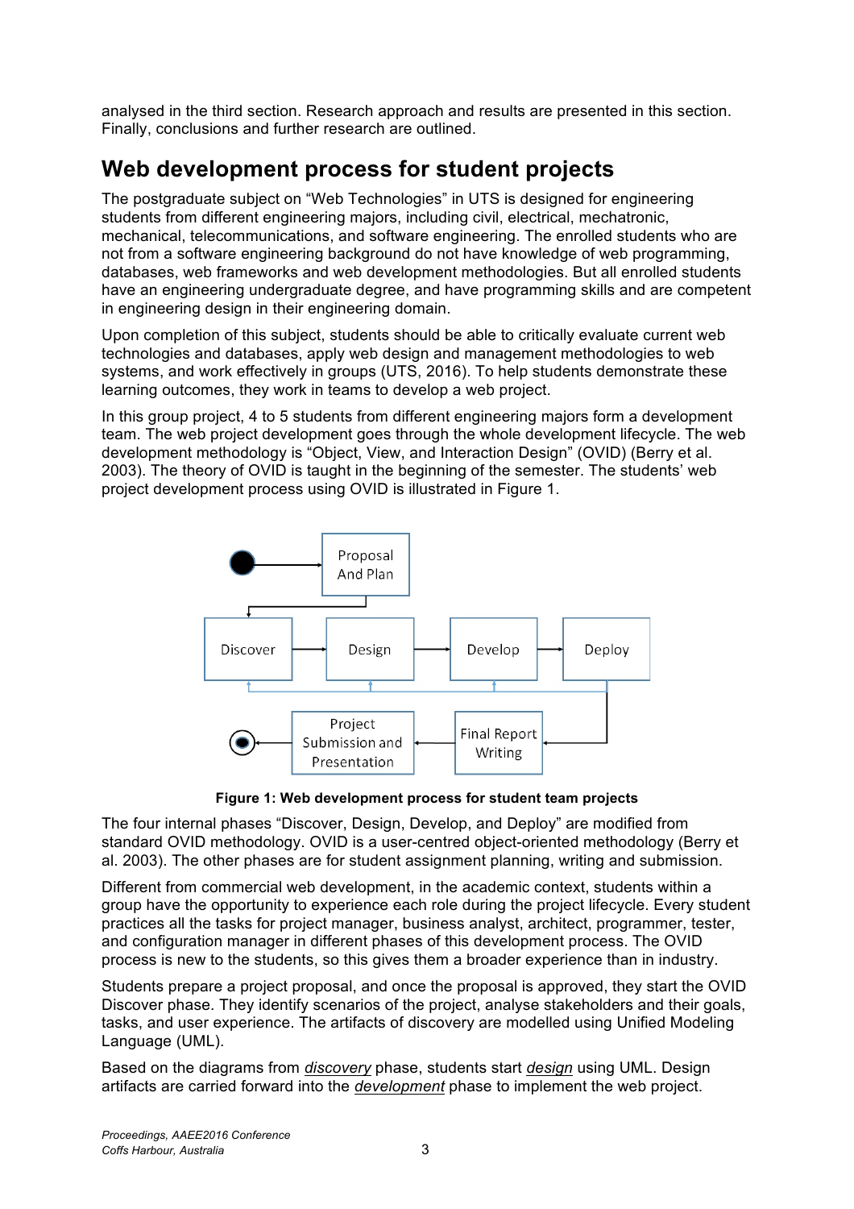analysed in the third section. Research approach and results are presented in this section. Finally, conclusions and further research are outlined.

## Web development process for student projects

The postgraduate subject on "Web Technologies" in UTS is designed for engineering students from different engineering majors, including civil, electrical, mechatronic, mechanical, telecommunications, and software engineering. The enrolled students who are not from a software engineering background do not have knowledge of web programming, databases, web frameworks and web development methodologies. But all enrolled students have an engineering undergraduate degree, and have programming skills and are competent in engineering design in their engineering domain.

Upon completion of this subject, students should be able to critically evaluate current web technologies and databases, apply web design and management methodologies to web systems, and work effectively in groups (UTS, 2016). To help students demonstrate these learning outcomes, they work in teams to develop a web project.

In this group project, 4 to 5 students from different engineering majors form a development team. The web project development goes through the whole development lifecycle. The web development methodology is "Object, View, and Interaction Design" (OVID) (Berry et al. 2003). The theory of OVID is taught in the beginning of the semester. The students' web project development process using OVID is illustrated in Figure 1.

**Figure 1: Web development process for student team projects**

The four internal phases "Discover, Design, Develop, and Deploy" are modified from standard OVID methodology. OVID is a user-centred object-oriented methodology (Berry et al. 2003). The other phases are for student assignment planning, writing and submission.

Different from commercial web development, in the academic context, students within a group have the opportunity to experience each role during the project lifecycle. Every student practices all the tasks for project manager, business analyst, architect, programmer, tester, and configuration manager in different phases of this development process. The OVID process is new to the students, so this gives them a broader experience than in industry.

Students prepare a project proposal, and once the proposal is approved, they start the OVID Discover phase. They identify scenarios of the project, analyse stakeholders and their goals, tasks, and user experience. The artifacts of discovery are modelled using Unified Modeling Language (UML).

Based on the diagrams from *discovery* phase, students start *design* using UML. Design artifacts are carried forward into the *development* phase to implement the web project.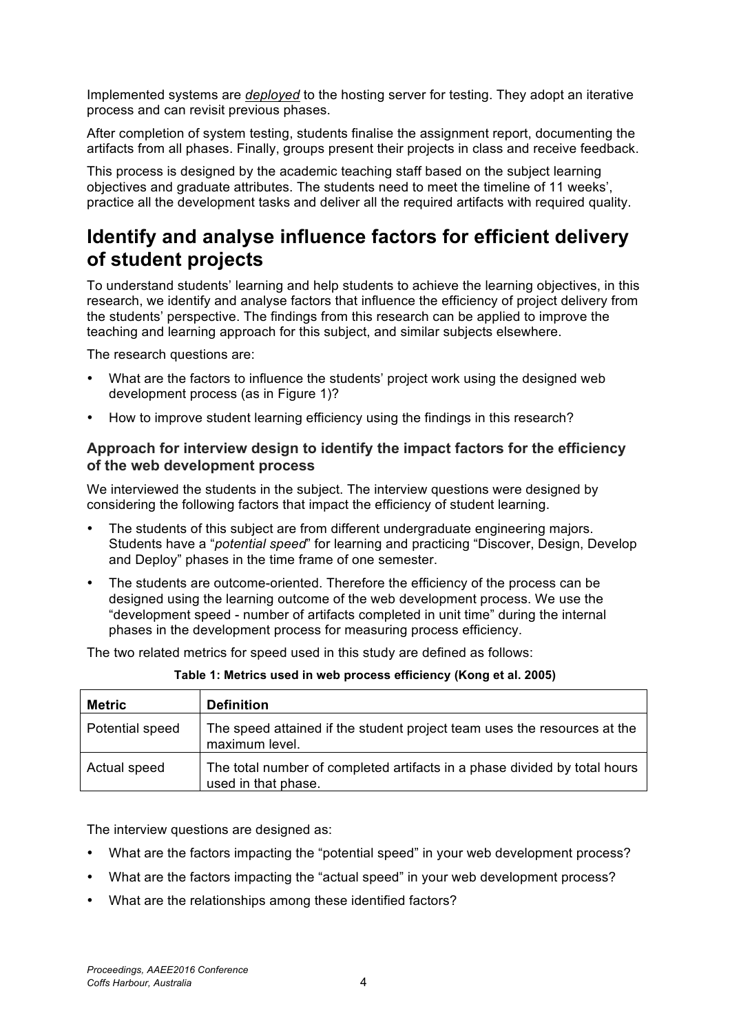Implemented systems are *deployed* to the hosting server for testing. They adopt an iterative process and can revisit previous phases.

After completion of system testing, students finalise the assignment report, documenting the artifacts from all phases. Finally, groups present their projects in class and receive feedback.

This process is designed by the academic teaching staff based on the subject learning objectives and graduate attributes. The students need to meet the timeline of 11 weeks', practice all the development tasks and deliver all the required artifacts with required quality.

## Identify and analyse influence factors for efficient delivery of student projects

To understand students' learning and help students to achieve the learning objectives, in this research, we identify and analyse factors that influence the efficiency of project delivery from the students' perspective. The findings from this research can be applied to improve the teaching and learning approach for this subject, and similar subjects elsewhere.

The research questions are:

- What are the factors to influence the students' project work using the designed web development process (as in Figure 1)?
- How to improve student learning efficiency using the findings in this research?

### Approach for interview design to identify the impact factors for the efficiency of the web development process

We interviewed the students in the subject. The interview questions were designed by considering the following factors that impact the efficiency of student learning.

- The students of this subject are from different undergraduate engineering majors. Students have a "*potential speed*" for learning and practicing "Discover, Design, Develop and Deploy" phases in the time frame of one semester.
- The students are outcome-oriented. Therefore the efficiency of the process can be designed using the learning outcome of the web development process. We use the "development speed - number of artifacts completed in unit time" during the internal phases in the development process for measuring process efficiency.

The two related metrics for speed used in this study are defined as follows:

**Table 1: Metrics used in web process efficiency (Kong et al. 2005)**

| Metric | Definition |
|---|---|
| Potential speed | The speed attained if the student project team uses the resources at the maximum level. |
| Actual speed | The total number of completed artifacts in a phase divided by total hours used in that phase. |

The interview questions are designed as:

- What are the factors impacting the "potential speed" in your web development process?
- What are the factors impacting the "actual speed" in your web development process?
- What are the relationships among these identified factors?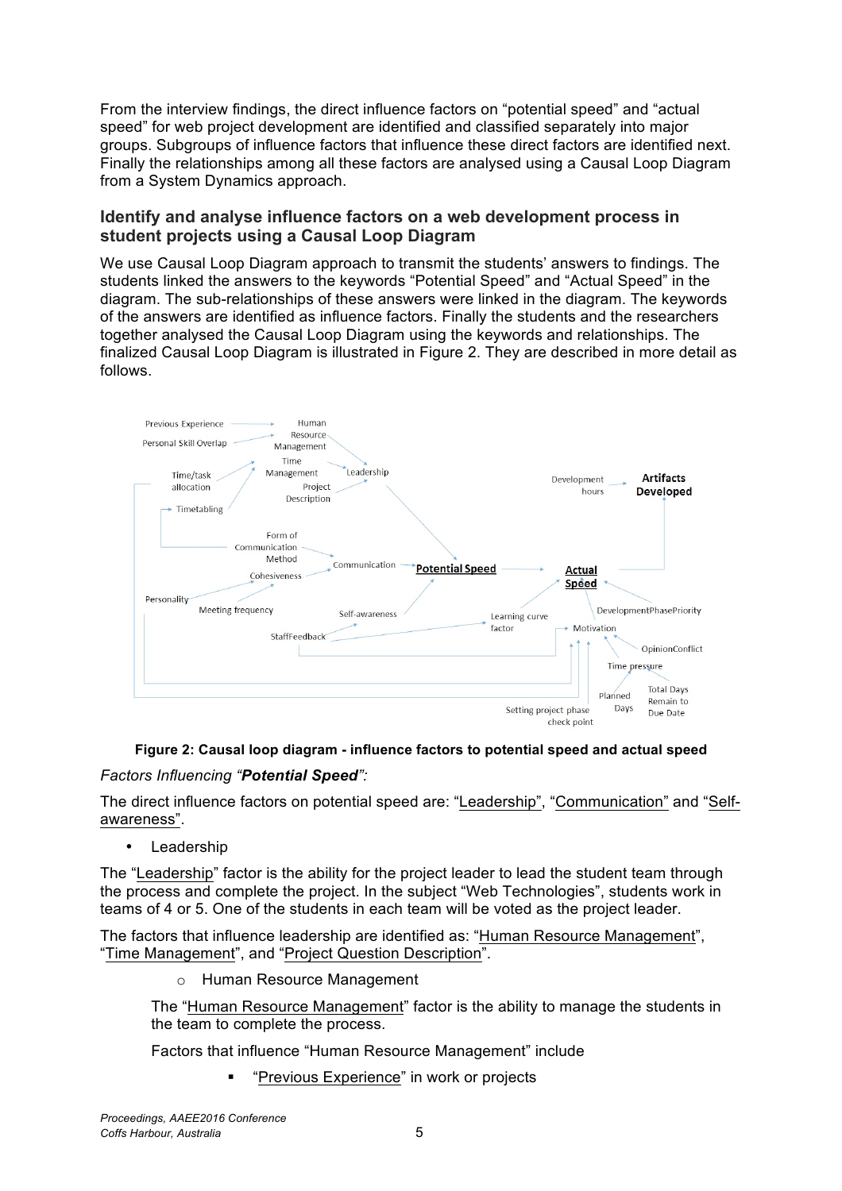From the interview findings, the direct influence factors on "potential speed" and "actual speed" for web project development are identified and classified separately into major groups. Subgroups of influence factors that influence these direct factors are identified next. Finally the relationships among all these factors are analysed using a Causal Loop Diagram from a System Dynamics approach.

## Identify and analyse influence factors on a web development process in student projects using a Causal Loop Diagram

We use Causal Loop Diagram approach to transmit the students' answers to findings. The students linked the answers to the keywords "Potential Speed" and "Actual Speed" in the diagram. The sub-relationships of these answers were linked in the diagram. The keywords of the answers are identified as influence factors. Finally the students and the researchers together analysed the Causal Loop Diagram using the keywords and relationships. The finalized Causal Loop Diagram is illustrated in Figure 2. They are described in more detail as follows.

**Figure 2: Causal loop diagram - influence factors to potential speed and actual speed**

*Factors Influencing "**Potential Speed**":*

The direct influence factors on potential speed are: "Leadership", "Communication" and "Self-awareness".

- Leadership

The "Leadership" factor is the ability for the project leader to lead the student team through the process and complete the project. In the subject "Web Technologies", students work in teams of 4 or 5. One of the students in each team will be voted as the project leader.

The factors that influence leadership are identified as: "Human Resource Management", "Time Management", and "Project Question Description".

  - Human Resource Management

  The "Human Resource Management" factor is the ability to manage the students in the team to complete the process.

  Factors that influence "Human Resource Management" include

    - "Previous Experience" in work or projects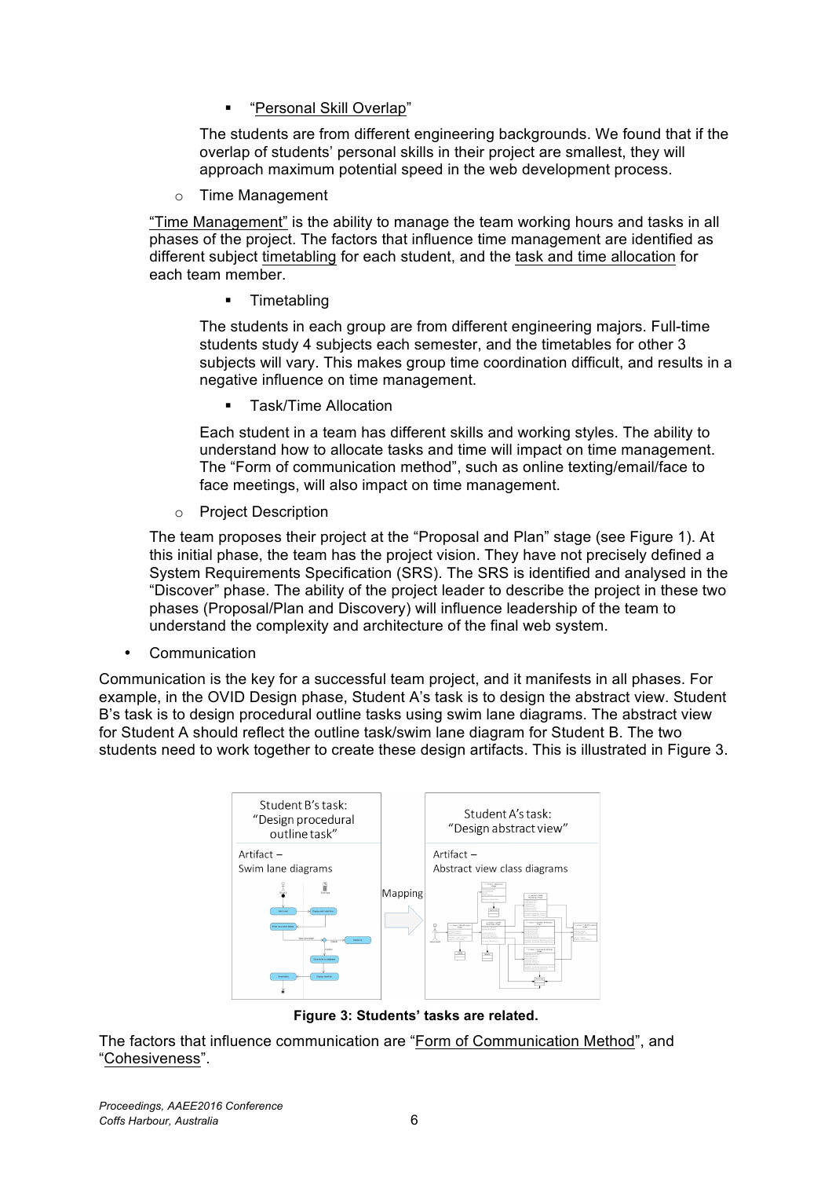- "Personal Skill Overlap"

  The students are from different engineering backgrounds. We found that if the overlap of students' personal skills in their project are smallest, they will approach maximum potential speed in the web development process.

- Time Management

  "Time Management" is the ability to manage the team working hours and tasks in all phases of the project. The factors that influence time management are identified as different subject timetabling for each student, and the task and time allocation for each team member.

  - Timetabling

    The students in each group are from different engineering majors. Full-time students study 4 subjects each semester, and the timetables for other 3 subjects will vary. This makes group time coordination difficult, and results in a negative influence on time management.

  - Task/Time Allocation

    Each student in a team has different skills and working styles. The ability to understand how to allocate tasks and time will impact on time management. The "Form of communication method", such as online texting/email/face to face meetings, will also impact on time management.

- Project Description

  The team proposes their project at the "Proposal and Plan" stage (see Figure 1). At this initial phase, the team has the project vision. They have not precisely defined a System Requirements Specification (SRS). The SRS is identified and analysed in the "Discover" phase. The ability of the project leader to describe the project in these two phases (Proposal/Plan and Discovery) will influence leadership of the team to understand the complexity and architecture of the final web system.

- Communication

Communication is the key for a successful team project, and it manifests in all phases. For example, in the OVID Design phase, Student A's task is to design the abstract view. Student B's task is to design procedural outline tasks using swim lane diagrams. The abstract view for Student A should reflect the outline task/swim lane diagram for Student B. The two students need to work together to create these design artifacts. This is illustrated in Figure 3.

**Figure 3: Students' tasks are related.**

The factors that influence communication are "Form of Communication Method", and "Cohesiveness".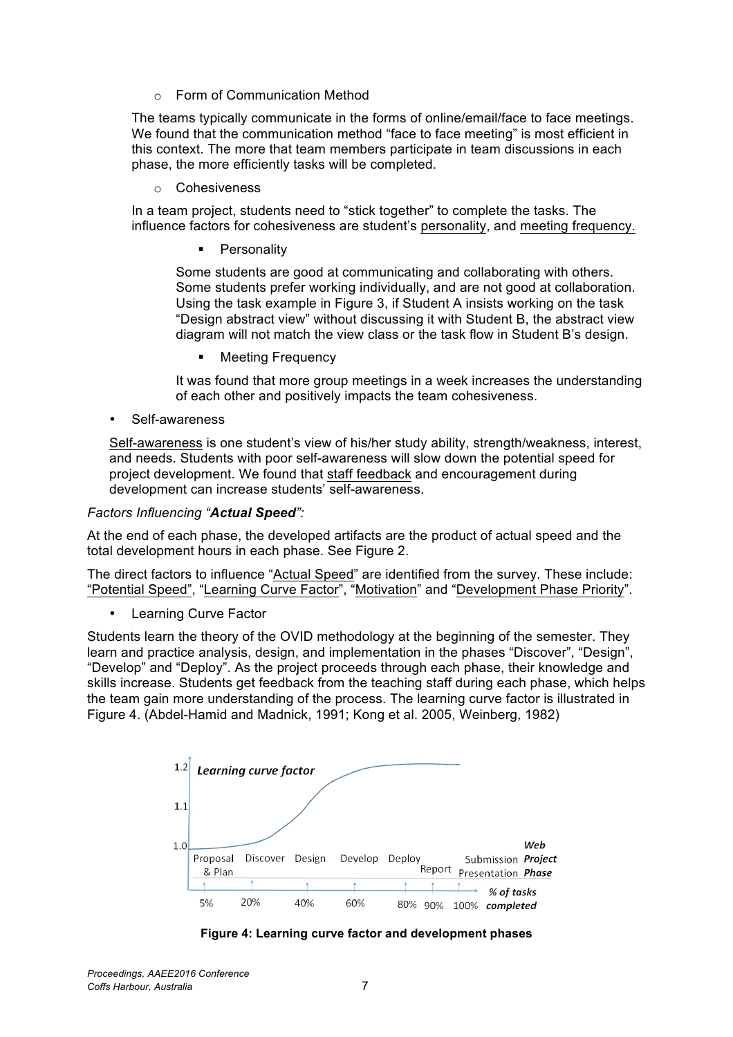- Form of Communication Method

The teams typically communicate in the forms of online/email/face to face meetings. We found that the communication method "face to face meeting" is most efficient in this context. The more that team members participate in team discussions in each phase, the more efficiently tasks will be completed.

- Cohesiveness

In a team project, students need to "stick together" to complete the tasks. The influence factors for cohesiveness are student's personality, and meeting frequency.

- Personality

Some students are good at communicating and collaborating with others. Some students prefer working individually, and are not good at collaboration. Using the task example in Figure 3, if Student A insists working on the task "Design abstract view" without discussing it with Student B, the abstract view diagram will not match the view class or the task flow in Student B's design.

- Meeting Frequency

It was found that more group meetings in a week increases the understanding of each other and positively impacts the team cohesiveness.

- Self-awareness

Self-awareness is one student's view of his/her study ability, strength/weakness, interest, and needs. Students with poor self-awareness will slow down the potential speed for project development. We found that staff feedback and encouragement during development can increase students' self-awareness.

*Factors Influencing "**Actual Speed**":*

At the end of each phase, the developed artifacts are the product of actual speed and the total development hours in each phase. See Figure 2.

The direct factors to influence "Actual Speed" are identified from the survey. These include: "Potential Speed", "Learning Curve Factor", "Motivation" and "Development Phase Priority".

- Learning Curve Factor

Students learn the theory of the OVID methodology at the beginning of the semester. They learn and practice analysis, design, and implementation in the phases "Discover", "Design", "Develop" and "Deploy". As the project proceeds through each phase, their knowledge and skills increase. Students get feedback from the teaching staff during each phase, which helps the team gain more understanding of the process. The learning curve factor is illustrated in Figure 4. (Abdel-Hamid and Madnick, 1991; Kong et al. 2005, Weinberg, 1982)

**Figure 4: Learning curve factor and development phases**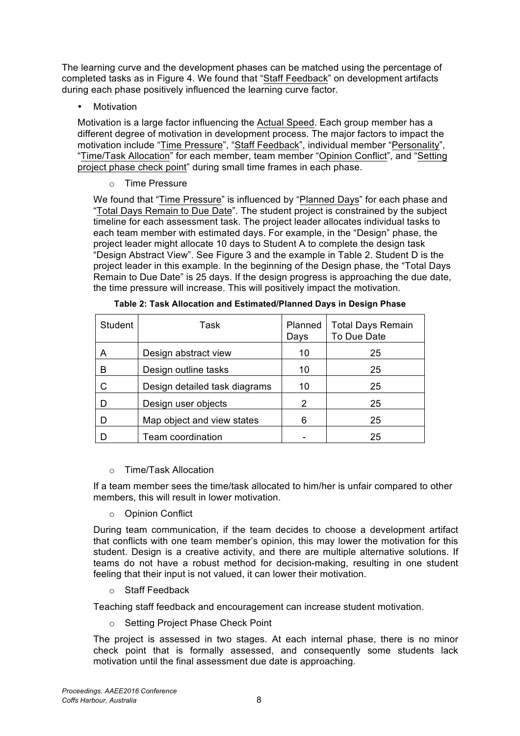The learning curve and the development phases can be matched using the percentage of completed tasks as in Figure 4. We found that "Staff Feedback" on development artifacts during each phase positively influenced the learning curve factor.

- Motivation

Motivation is a large factor influencing the Actual Speed. Each group member has a different degree of motivation in development process. The major factors to impact the motivation include "Time Pressure", "Staff Feedback", individual member "Personality", "Time/Task Allocation" for each member, team member "Opinion Conflict", and "Setting project phase check point" during small time frames in each phase.

  - Time Pressure

We found that "Time Pressure" is influenced by "Planned Days" for each phase and "Total Days Remain to Due Date". The student project is constrained by the subject timeline for each assessment task. The project leader allocates individual tasks to each team member with estimated days. For example, in the "Design" phase, the project leader might allocate 10 days to Student A to complete the design task "Design Abstract View". See Figure 3 and the example in Table 2. Student D is the project leader in this example. In the beginning of the Design phase, the "Total Days Remain to Due Date" is 25 days. If the design progress is approaching the due date, the time pressure will increase. This will positively impact the motivation.

**Table 2: Task Allocation and Estimated/Planned Days in Design Phase**

| Student | Task | Planned Days | Total Days Remain To Due Date |
|---|---|---|---|
| A | Design abstract view | 10 | 25 |
| B | Design outline tasks | 10 | 25 |
| C | Design detailed task diagrams | 10 | 25 |
| D | Design user objects | 2 | 25 |
| D | Map object and view states | 6 | 25 |
| D | Team coordination | - | 25 |

  - Time/Task Allocation

If a team member sees the time/task allocated to him/her is unfair compared to other members, this will result in lower motivation.

  - Opinion Conflict

During team communication, if the team decides to choose a development artifact that conflicts with one team member's opinion, this may lower the motivation for this student. Design is a creative activity, and there are multiple alternative solutions. If teams do not have a robust method for decision-making, resulting in one student feeling that their input is not valued, it can lower their motivation.

  - Staff Feedback

Teaching staff feedback and encouragement can increase student motivation.

  - Setting Project Phase Check Point

The project is assessed in two stages. At each internal phase, there is no minor check point that is formally assessed, and consequently some students lack motivation until the final assessment due date is approaching.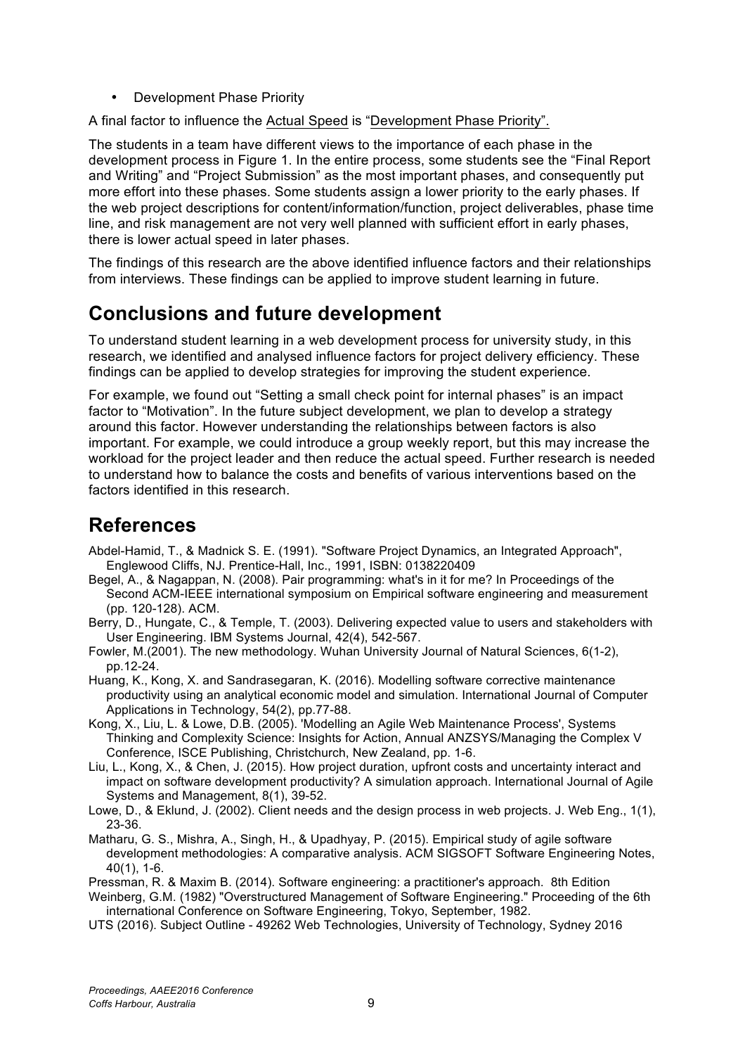- Development Phase Priority

A final factor to influence the Actual Speed is "Development Phase Priority".

The students in a team have different views to the importance of each phase in the development process in Figure 1. In the entire process, some students see the "Final Report and Writing" and "Project Submission" as the most important phases, and consequently put more effort into these phases. Some students assign a lower priority to the early phases. If the web project descriptions for content/information/function, project deliverables, phase time line, and risk management are not very well planned with sufficient effort in early phases, there is lower actual speed in later phases.

The findings of this research are the above identified influence factors and their relationships from interviews. These findings can be applied to improve student learning in future.

# Conclusions and future development

To understand student learning in a web development process for university study, in this research, we identified and analysed influence factors for project delivery efficiency. These findings can be applied to develop strategies for improving the student experience.

For example, we found out "Setting a small check point for internal phases" is an impact factor to "Motivation". In the future subject development, we plan to develop a strategy around this factor. However understanding the relationships between factors is also important. For example, we could introduce a group weekly report, but this may increase the workload for the project leader and then reduce the actual speed. Further research is needed to understand how to balance the costs and benefits of various interventions based on the factors identified in this research.

# References

Abdel-Hamid, T., & Madnick S. E. (1991). "Software Project Dynamics, an Integrated Approach", Englewood Cliffs, NJ. Prentice-Hall, Inc., 1991, ISBN: 0138220409

Begel, A., & Nagappan, N. (2008). Pair programming: what's in it for me? In Proceedings of the Second ACM-IEEE international symposium on Empirical software engineering and measurement (pp. 120-128). ACM.

Berry, D., Hungate, C., & Temple, T. (2003). Delivering expected value to users and stakeholders with User Engineering. IBM Systems Journal, 42(4), 542-567.

Fowler, M.(2001). The new methodology. Wuhan University Journal of Natural Sciences, 6(1-2), pp.12-24.

Huang, K., Kong, X. and Sandrasegaran, K. (2016). Modelling software corrective maintenance productivity using an analytical economic model and simulation. International Journal of Computer Applications in Technology, 54(2), pp.77-88.

Kong, X., Liu, L. & Lowe, D.B. (2005). 'Modelling an Agile Web Maintenance Process', Systems Thinking and Complexity Science: Insights for Action, Annual ANZSYS/Managing the Complex V Conference, ISCE Publishing, Christchurch, New Zealand, pp. 1-6.

Liu, L., Kong, X., & Chen, J. (2015). How project duration, upfront costs and uncertainty interact and impact on software development productivity? A simulation approach. International Journal of Agile Systems and Management, 8(1), 39-52.

Lowe, D., & Eklund, J. (2002). Client needs and the design process in web projects. J. Web Eng., 1(1), 23-36.

Matharu, G. S., Mishra, A., Singh, H., & Upadhyay, P. (2015). Empirical study of agile software development methodologies: A comparative analysis. ACM SIGSOFT Software Engineering Notes, 40(1), 1-6.

Pressman, R. & Maxim B. (2014). Software engineering: a practitioner's approach. 8th Edition

Weinberg, G.M. (1982) "Overstructured Management of Software Engineering." Proceeding of the 6th international Conference on Software Engineering, Tokyo, September, 1982.

UTS (2016). Subject Outline - 49262 Web Technologies, University of Technology, Sydney 2016